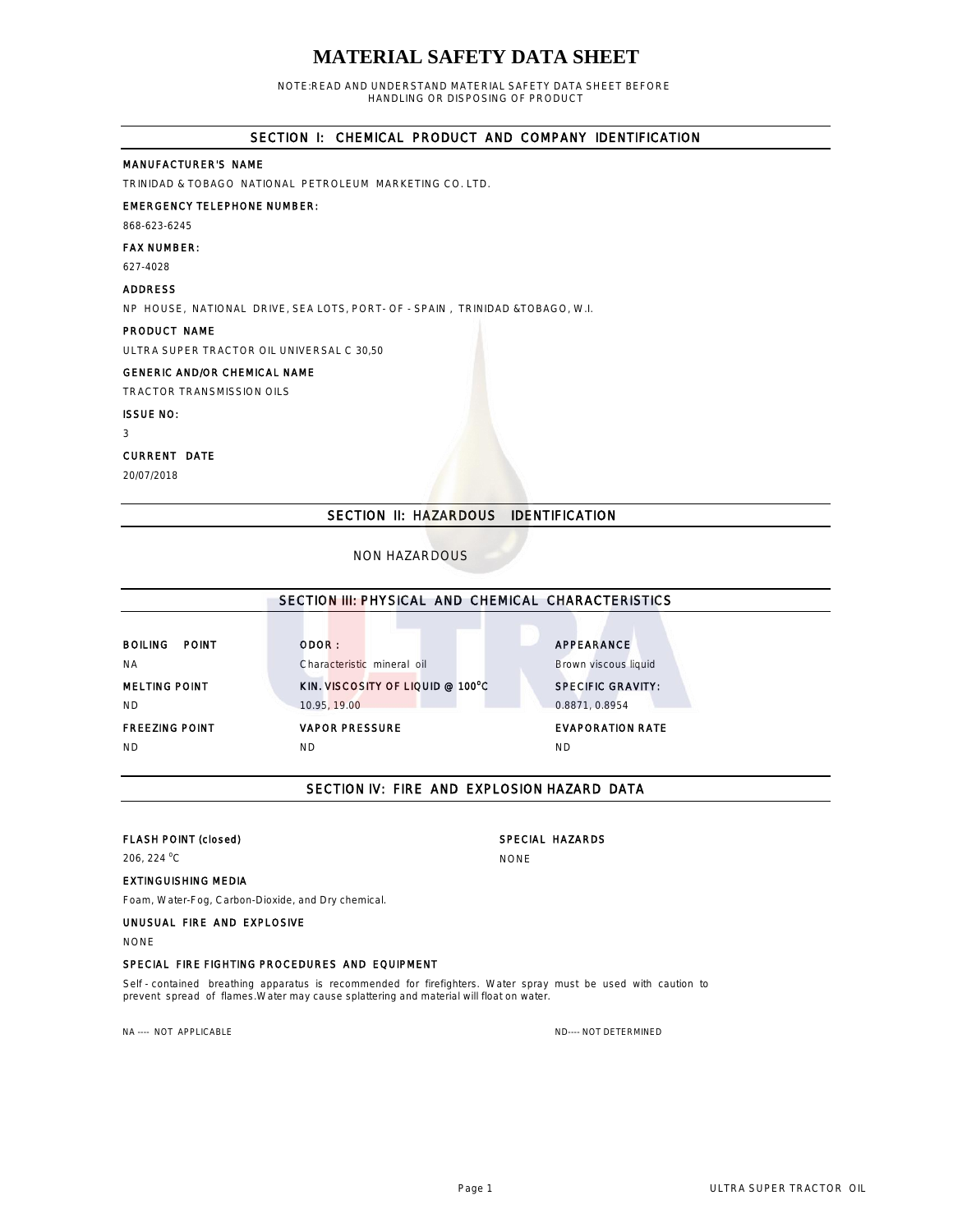# MATERIAL SAFETY DATA SHEET

NOTE:READ AND UNDERSTAND MATERIAL SAFETY DATA SHEET BEFORE HANDLING OR DISPOSING OF PRODUCT

## SECTION I: CHEMICAL PRODUCT AND COMPANY IDENTIFICATION

**MANUFACTURER'S NAME**

TRINIDAD & TOBAGO NATIONAL PETROLEUM MARKETING CO. LTD.

**EMERGENCY TELEPHONE NUMBER:**

868-623-6245

**FAX NUMBER:**

627-4028

**ADDRESS**

NP HOUSE, NATIONAL DRIVE, SEA LOTS, PORT- OF - SPAIN , TRINIDAD &TOBAGO, W.I.

**PRODUCT NAME**

ULTRA SUPER TRACTOR OIL UNIVERSAL C 30,50

**GENERIC AND/OR CHEMICAL NAME**

TRACTOR TRANSMISSION OILS

**ISSUE NO:**

3

**CURRENT DATE**

20/07/2018

## SECTION II: HAZARDOUS IDENTIFICATION

NON HAZARDOUS

## SECTION III: PHYSICAL AND CHEMICAL CHARACTERISTICS

| BOILING POINT | ODOR : | APPEARANCE |
|---|---|---|
| NA | Characteristic mineral oil | Brown viscous liquid |
| **MELTING POINT** | **KIN. VISCOSITY OF LIQUID @ 100°C** | **SPECIFIC GRAVITY:** |
| ND | 10.95, 19.00 | 0.8871, 0.8954 |
| **FREEZING POINT** | **VAPOR PRESSURE** | **EVAPORATION RATE** |
| ND | ND | ND |

## SECTION IV: FIRE AND EXPLOSION HAZARD DATA

**FLASH POINT (closed)**

206, 224 °C

**SPECIAL HAZARDS**

NONE

**EXTINGUISHING MEDIA**

Foam, Water-Fog, Carbon-Dioxide, and Dry chemical.

**UNUSUAL FIRE AND EXPLOSIVE**

NONE

**SPECIAL FIRE FIGHTING PROCEDURES AND EQUIPMENT**

Self - contained breathing apparatus is recommended for firefighters. Water spray must be used with caution to prevent spread of flames.Water may cause splattering and material will float on water.

NA ---- NOT APPLICABLE

ND---- NOT DETERMINED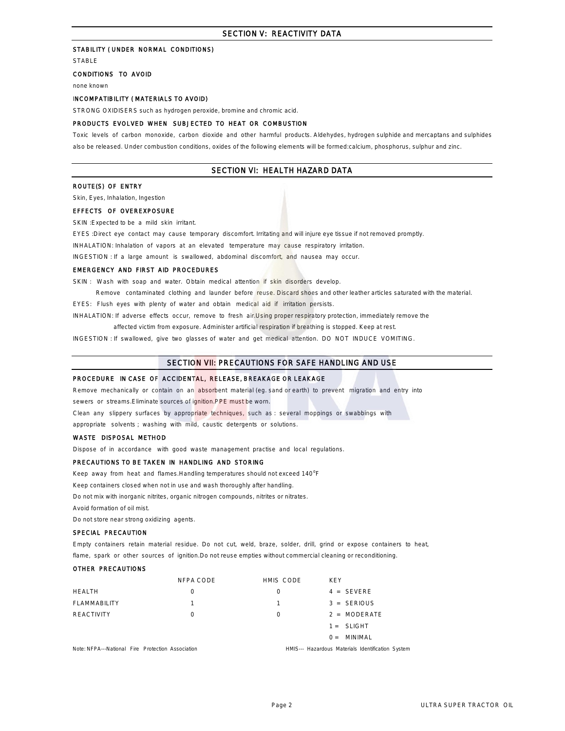## SECTION V: REACTIVITY DATA

**STABILITY ( UNDER NORMAL CONDITIONS)**

STABLE

**CONDITIONS TO AVOID**

none known

**INCOMPATIBILITY ( MATERIALS TO AVOID)**

STRONG OXIDISERS such as hydrogen peroxide, bromine and chromic acid.

**PRODUCTS EVOLVED WHEN SUBJECTED TO HEAT OR COMBUSTION**

Toxic levels of carbon monoxide, carbon dioxide and other harmful products. Aldehydes, hydrogen sulphide and mercaptans and sulphides also be released. Under combustion conditions, oxides of the following elements will be formed:calcium, phosphorus, sulphur and zinc.

## SECTION VI: HEALTH HAZARD DATA

**ROUTE(S) OF ENTRY**

Skin, Eyes, Inhalation, Ingestion

**EFFECTS OF OVEREXPOSURE**

SKIN :Expected to be a mild skin irritant.

EYES :Direct eye contact may cause temporary discomfort. Irritating and will injure eye tissue if not removed promptly.

INHALATION: Inhalation of vapors at an elevated temperature may cause respiratory irritation.

INGESTION : If a large amount is swallowed, abdominal discomfort, and nausea may occur.

**EMERGENCY AND FIRST AID PROCEDURES**

SKIN : Wash with soap and water. Obtain medical attention if skin disorders develop.
Remove contaminated clothing and launder before reuse. Discard shoes and other leather articles saturated with the material.

EYES: Flush eyes with plenty of water and obtain medical aid if irritation persists.

INHALATION: If adverse effects occur, remove to fresh air.Using proper respiratory protection, immediately remove the affected victim from exposure. Administer artificial respiration if breathing is stopped. Keep at rest.

INGESTION : If swallowed, give two glasses of water and get medical attention. DO NOT INDUCE VOMITING.

## SECTION VII: PRECAUTIONS FOR SAFE HANDLING AND USE

**PROCEDURE IN CASE OF ACCIDENTAL, RELEASE, BREAKAGE OR LEAKAGE**

Remove mechanically or contain on an absorbent material (eg. sand or earth) to prevent migration and entry into sewers or streams.Eliminate sources of ignition.PPE must be worn.

Clean any slippery surfaces by appropriate techniques, such as : several moppings or swabbings with appropriate solvents ; washing with mild, caustic detergents or solutions.

**WASTE DISPOSAL METHOD**

Dispose of in accordance with good waste management practise and local regulations.

**PRECAUTIONS TO BE TAKEN IN HANDLING AND STORING**

Keep away from heat and flames.Handling temperatures should not exceed 140°F

Keep containers closed when not in use and wash thoroughly after handling.

Do not mix with inorganic nitrites, organic nitrogen compounds, nitrites or nitrates.

Avoid formation of oil mist.

Do not store near strong oxidizing agents.

**SPECIAL PRECAUTION**

Empty containers retain material residue. Do not cut, weld, braze, solder, drill, grind or expose containers to heat, flame, spark or other sources of ignition.Do not reuse empties without commercial cleaning or reconditioning.

**OTHER PRECAUTIONS**

| | NFPA CODE | HMIS CODE | KEY |
|---|---|---|---|
| HEALTH | 0 | 0 | 4 = SEVERE |
| FLAMMABILITY | 1 | 1 | 3 = SERIOUS |
| REACTIVITY | 0 | 0 | 2 = MODERATE |
| | | | 1 = SLIGHT |
| | | | 0 = MINIMAL |

Note: NFPA---National Fire Protection Association HMIS--- Hazardous Materials Identification System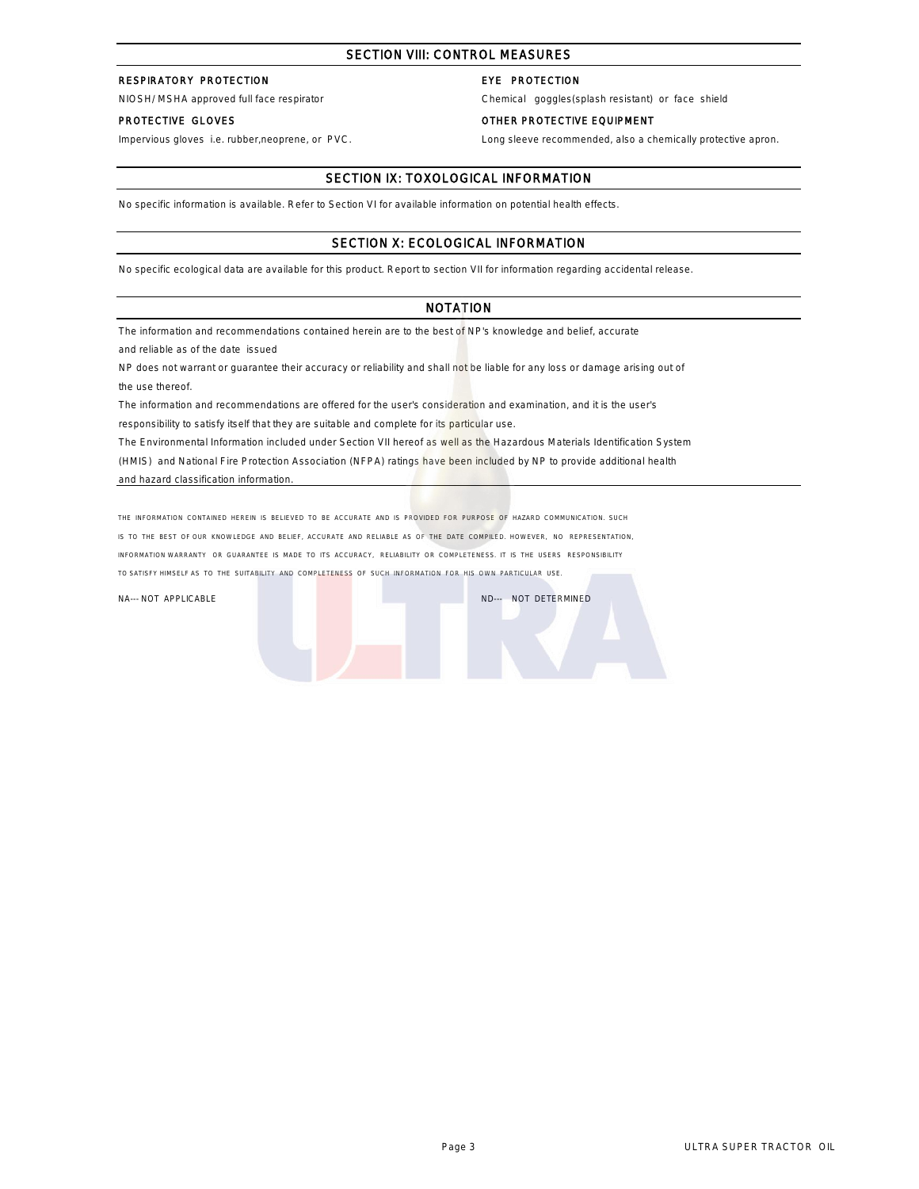## SECTION VIII: CONTROL MEASURES

**RESPIRATORY PROTECTION**

NIOSH/MSHA approved full face respirator

**PROTECTIVE GLOVES**

Impervious gloves i.e. rubber,neoprene, or PVC.

**EYE PROTECTION**

Chemical goggles(splash resistant) or face shield

**OTHER PROTECTIVE EQUIPMENT**

Long sleeve recommended, also a chemically protective apron.

## SECTION IX: TOXOLOGICAL INFORMATION

No specific information is available. Refer to Section VI for available information on potential health effects.

## SECTION X: ECOLOGICAL INFORMATION

No specific ecological data are available for this product. Report to section VII for information regarding accidental release.

## NOTATION

The information and recommendations contained herein are to the best of NP's knowledge and belief, accurate and reliable as of the date issued

NP does not warrant or guarantee their accuracy or reliability and shall not be liable for any loss or damage arising out of the use thereof.

The information and recommendations are offered for the user's consideration and examination, and it is the user's responsibility to satisfy itself that they are suitable and complete for its particular use.

The Environmental Information included under Section VII hereof as well as the Hazardous Materials Identification System (HMIS) and National Fire Protection Association (NFPA) ratings have been included by NP to provide additional health and hazard classification information.

THE INFORMATION CONTAINED HEREIN IS BELIEVED TO BE ACCURATE AND IS PROVIDED FOR PURPOSE OF HAZARD COMMUNICATION. SUCH IS TO THE BEST OF OUR KNOWLEDGE AND BELIEF, ACCURATE AND RELIABLE AS OF THE DATE COMPILED. HOWEVER, NO REPRESENTATION, INFORMATION WARRANTY OR GUARANTEE IS MADE TO ITS ACCURACY, RELIABILITY OR COMPLETENESS. IT IS THE USERS RESPONSIBILITY TO SATISFY HIMSELF AS TO THE SUITABILITY AND COMPLETENESS OF SUCH INFORMATION FOR HIS OWN PARTICULAR USE.

NA--- NOT APPLICABLE

ND--- NOT DETERMINED